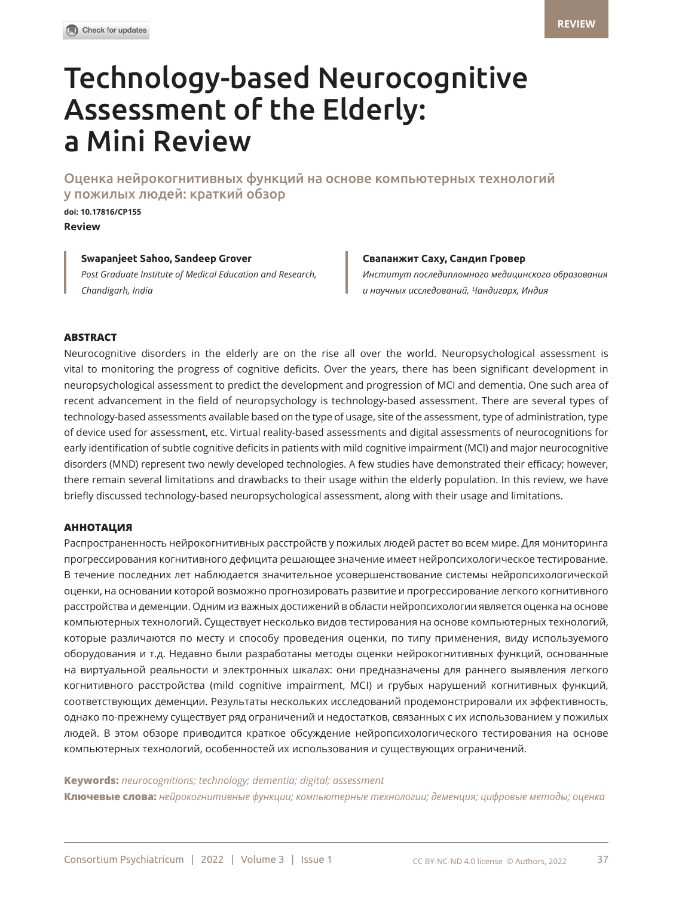REVIEW

# Technology-based Neurocognitive Assessment of the Elderly: a Mini Review

## Оценка нейрокогнитивных функций на основе компьютерных технологий у пожилых людей: краткий обзор

**doi: 10.17816/CP155**

**Review**

**Swapanjeet Sahoo, Sandeep Grover**
*Post Graduate Institute of Medical Education and Research, Chandigarh, India*

**Свапанжит Саху, Сандип Гровер**
*Институт последипломного медицинского образования и научных исследований, Чандигарх, Индия*

### ABSTRACT

Neurocognitive disorders in the elderly are on the rise all over the world. Neuropsychological assessment is vital to monitoring the progress of cognitive deficits. Over the years, there has been significant development in neuropsychological assessment to predict the development and progression of MCI and dementia. One such area of recent advancement in the field of neuropsychology is technology-based assessment. There are several types of technology-based assessments available based on the type of usage, site of the assessment, type of administration, type of device used for assessment, etc. Virtual reality-based assessments and digital assessments of neurocognitions for early identification of subtle cognitive deficits in patients with mild cognitive impairment (MCI) and major neurocognitive disorders (MND) represent two newly developed technologies. A few studies have demonstrated their efficacy; however, there remain several limitations and drawbacks to their usage within the elderly population. In this review, we have briefly discussed technology-based neuropsychological assessment, along with their usage and limitations.

### АННОТАЦИЯ

Распространенность нейрокогнитивных расстройств у пожилых людей растет во всем мире. Для мониторинга прогрессирования когнитивного дефицита решающее значение имеет нейропсихологическое тестирование. В течение последних лет наблюдается значительное усовершенствование системы нейропсихологической оценки, на основании которой возможно прогнозировать развитие и прогрессирование легкого когнитивного расстройства и деменции. Одним из важных достижений в области нейропсихологии является оценка на основе компьютерных технологий. Существует несколько видов тестирования на основе компьютерных технологий, которые различаются по месту и способу проведения оценки, по типу применения, виду используемого оборудования и т.д. Недавно были разработаны методы оценки нейрокогнитивных функций, основанные на виртуальной реальности и электронных шкалах: они предназначены для раннего выявления легкого когнитивного расстройства (mild cognitive impairment, MCI) и грубых нарушений когнитивных функций, соответствующих деменции. Результаты нескольких исследований продемонстрировали их эффективность, однако по-прежнему существует ряд ограничений и недостатков, связанных с их использованием у пожилых людей. В этом обзоре приводится краткое обсуждение нейропсихологического тестирования на основе компьютерных технологий, особенностей их использования и существующих ограничений.

**Keywords:** *neurocognitions; technology; dementia; digital; assessment*

**Ключевые слова:** *нейрокогнитивные функции; компьютерные технологии; деменция; цифровые методы; оценка*

CC BY-NC-ND 4.0 license © Authors, 2022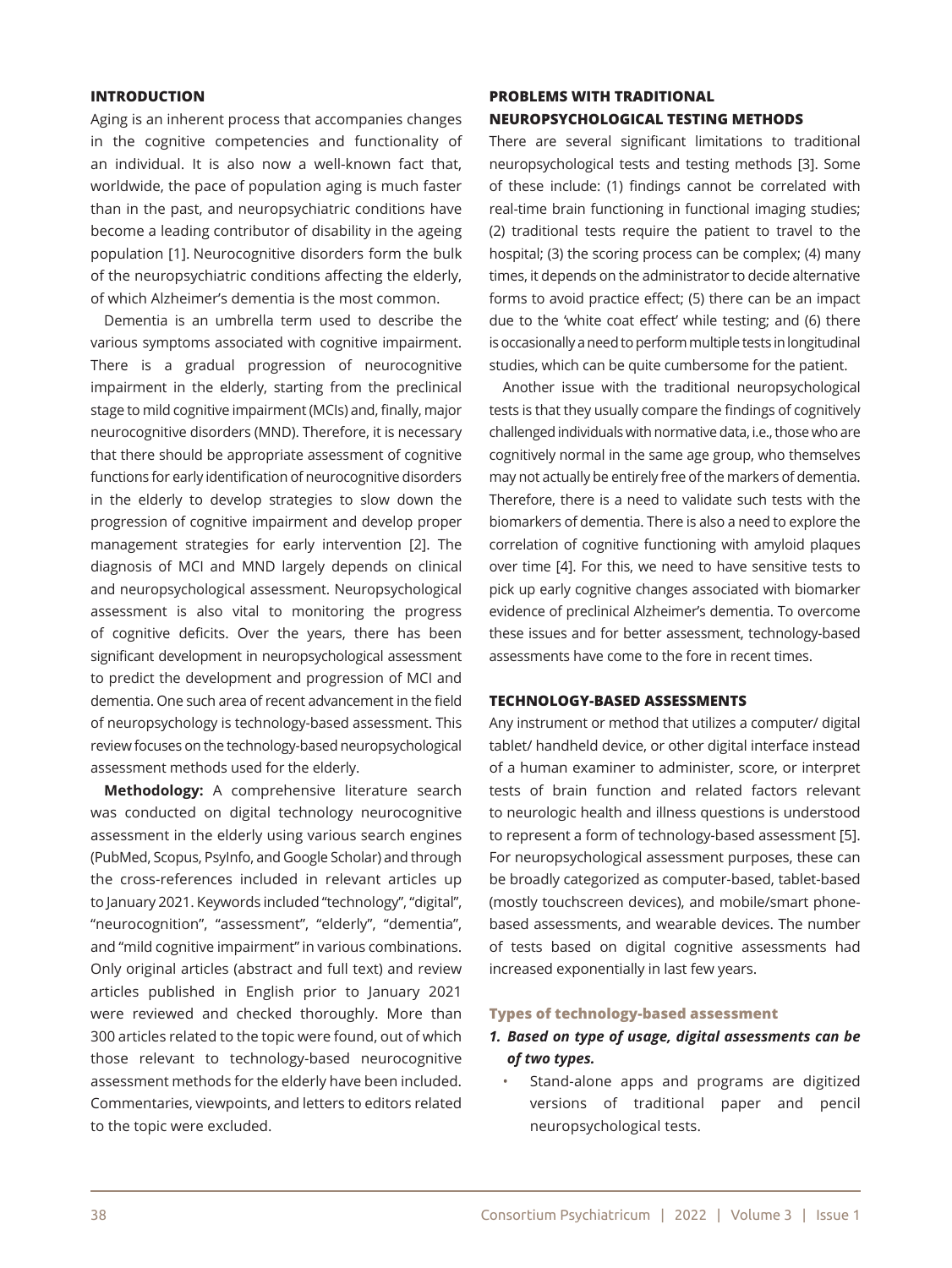## INTRODUCTION

Aging is an inherent process that accompanies changes in the cognitive competencies and functionality of an individual. It is also now a well-known fact that, worldwide, the pace of population aging is much faster than in the past, and neuropsychiatric conditions have become a leading contributor of disability in the ageing population [1]. Neurocognitive disorders form the bulk of the neuropsychiatric conditions affecting the elderly, of which Alzheimer's dementia is the most common.

Dementia is an umbrella term used to describe the various symptoms associated with cognitive impairment. There is a gradual progression of neurocognitive impairment in the elderly, starting from the preclinical stage to mild cognitive impairment (MCIs) and, finally, major neurocognitive disorders (MND). Therefore, it is necessary that there should be appropriate assessment of cognitive functions for early identification of neurocognitive disorders in the elderly to develop strategies to slow down the progression of cognitive impairment and develop proper management strategies for early intervention [2]. The diagnosis of MCI and MND largely depends on clinical and neuropsychological assessment. Neuropsychological assessment is also vital to monitoring the progress of cognitive deficits. Over the years, there has been significant development in neuropsychological assessment to predict the development and progression of MCI and dementia. One such area of recent advancement in the field of neuropsychology is technology-based assessment. This review focuses on the technology-based neuropsychological assessment methods used for the elderly.

**Methodology:** A comprehensive literature search was conducted on digital technology neurocognitive assessment in the elderly using various search engines (PubMed, Scopus, PsyInfo, and Google Scholar) and through the cross-references included in relevant articles up to January 2021. Keywords included "technology", "digital", "neurocognition", "assessment", "elderly", "dementia", and "mild cognitive impairment" in various combinations. Only original articles (abstract and full text) and review articles published in English prior to January 2021 were reviewed and checked thoroughly. More than 300 articles related to the topic were found, out of which those relevant to technology-based neurocognitive assessment methods for the elderly have been included. Commentaries, viewpoints, and letters to editors related to the topic were excluded.

## PROBLEMS WITH TRADITIONAL NEUROPSYCHOLOGICAL TESTING METHODS

There are several significant limitations to traditional neuropsychological tests and testing methods [3]. Some of these include: (1) findings cannot be correlated with real-time brain functioning in functional imaging studies; (2) traditional tests require the patient to travel to the hospital; (3) the scoring process can be complex; (4) many times, it depends on the administrator to decide alternative forms to avoid practice effect; (5) there can be an impact due to the 'white coat effect' while testing; and (6) there is occasionally a need to perform multiple tests in longitudinal studies, which can be quite cumbersome for the patient.

Another issue with the traditional neuropsychological tests is that they usually compare the findings of cognitively challenged individuals with normative data, i.e., those who are cognitively normal in the same age group, who themselves may not actually be entirely free of the markers of dementia. Therefore, there is a need to validate such tests with the biomarkers of dementia. There is also a need to explore the correlation of cognitive functioning with amyloid plaques over time [4]. For this, we need to have sensitive tests to pick up early cognitive changes associated with biomarker evidence of preclinical Alzheimer's dementia. To overcome these issues and for better assessment, technology-based assessments have come to the fore in recent times.

## TECHNOLOGY-BASED ASSESSMENTS

Any instrument or method that utilizes a computer/ digital tablet/ handheld device, or other digital interface instead of a human examiner to administer, score, or interpret tests of brain function and related factors relevant to neurologic health and illness questions is understood to represent a form of technology-based assessment [5]. For neuropsychological assessment purposes, these can be broadly categorized as computer-based, tablet-based (mostly touchscreen devices), and mobile/smart phone-based assessments, and wearable devices. The number of tests based on digital cognitive assessments had increased exponentially in last few years.

### Types of technology-based assessment

1. ***Based on type of usage, digital assessments can be of two types.***
   - Stand-alone apps and programs are digitized versions of traditional paper and pencil neuropsychological tests.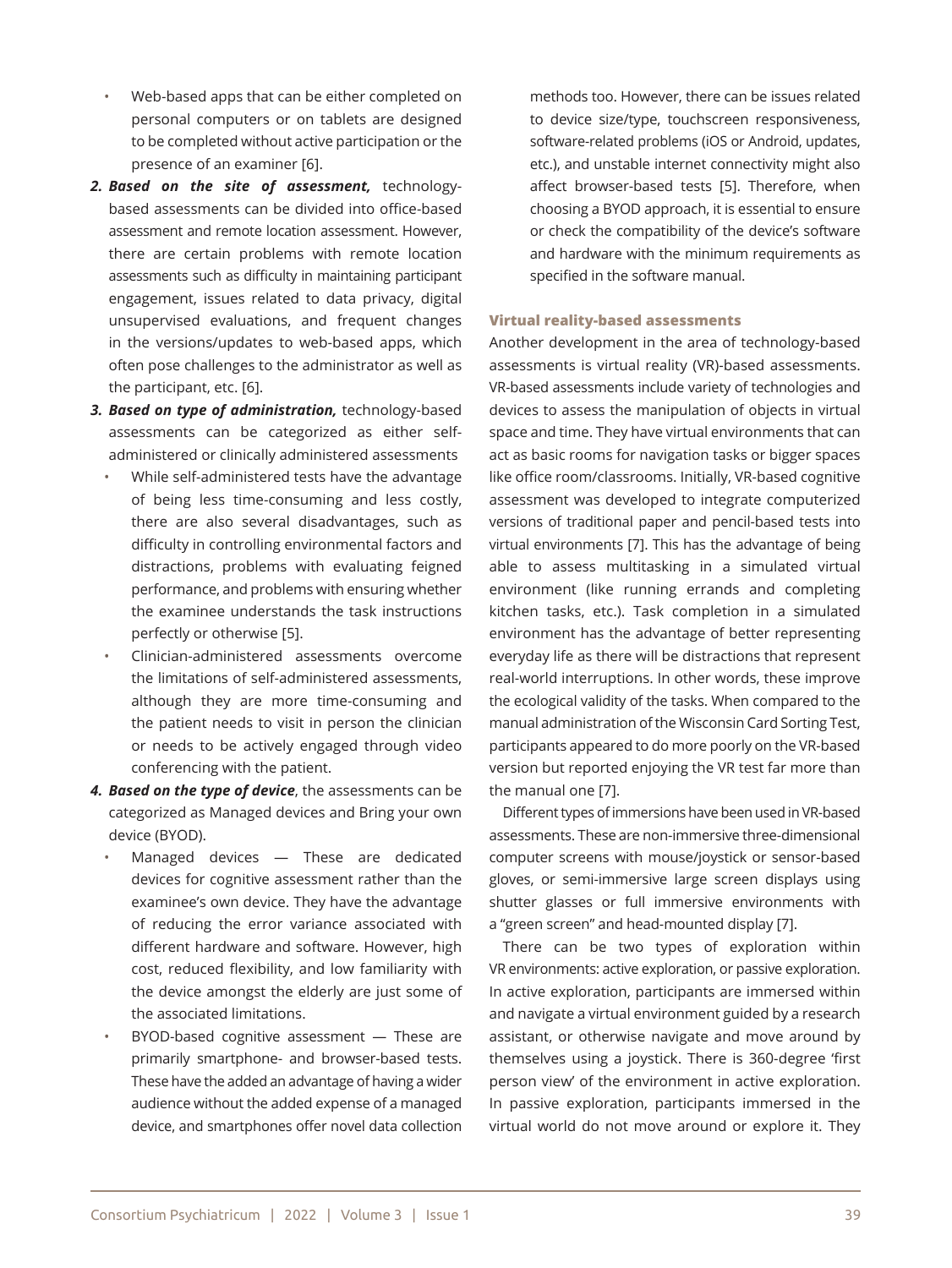- Web-based apps that can be either completed on personal computers or on tablets are designed to be completed without active participation or the presence of an examiner [6].

2. ***Based on the site of assessment,*** technology-based assessments can be divided into office-based assessment and remote location assessment. However, there are certain problems with remote location assessments such as difficulty in maintaining participant engagement, issues related to data privacy, digital unsupervised evaluations, and frequent changes in the versions/updates to web-based apps, which often pose challenges to the administrator as well as the participant, etc. [6].
3. ***Based on type of administration,*** technology-based assessments can be categorized as either self-administered or clinically administered assessments
   - While self-administered tests have the advantage of being less time-consuming and less costly, there are also several disadvantages, such as difficulty in controlling environmental factors and distractions, problems with evaluating feigned performance, and problems with ensuring whether the examinee understands the task instructions perfectly or otherwise [5].
   - Clinician-administered assessments overcome the limitations of self-administered assessments, although they are more time-consuming and the patient needs to visit in person the clinician or needs to be actively engaged through video conferencing with the patient.
4. ***Based on the type of device***, the assessments can be categorized as Managed devices and Bring your own device (BYOD).
   - Managed devices — These are dedicated devices for cognitive assessment rather than the examinee's own device. They have the advantage of reducing the error variance associated with different hardware and software. However, high cost, reduced flexibility, and low familiarity with the device amongst the elderly are just some of the associated limitations.
   - BYOD-based cognitive assessment — These are primarily smartphone- and browser-based tests. These have the added an advantage of having a wider audience without the added expense of a managed device, and smartphones offer novel data collection methods too. However, there can be issues related to device size/type, touchscreen responsiveness, software-related problems (iOS or Android, updates, etc.), and unstable internet connectivity might also affect browser-based tests [5]. Therefore, when choosing a BYOD approach, it is essential to ensure or check the compatibility of the device's software and hardware with the minimum requirements as specified in the software manual.

### Virtual reality-based assessments

Another development in the area of technology-based assessments is virtual reality (VR)-based assessments. VR-based assessments include variety of technologies and devices to assess the manipulation of objects in virtual space and time. They have virtual environments that can act as basic rooms for navigation tasks or bigger spaces like office room/classrooms. Initially, VR-based cognitive assessment was developed to integrate computerized versions of traditional paper and pencil-based tests into virtual environments [7]. This has the advantage of being able to assess multitasking in a simulated virtual environment (like running errands and completing kitchen tasks, etc.). Task completion in a simulated environment has the advantage of better representing everyday life as there will be distractions that represent real-world interruptions. In other words, these improve the ecological validity of the tasks. When compared to the manual administration of the Wisconsin Card Sorting Test, participants appeared to do more poorly on the VR-based version but reported enjoying the VR test far more than the manual one [7].

Different types of immersions have been used in VR-based assessments. These are non-immersive three-dimensional computer screens with mouse/joystick or sensor-based gloves, or semi-immersive large screen displays using shutter glasses or full immersive environments with a "green screen" and head-mounted display [7].

There can be two types of exploration within VR environments: active exploration, or passive exploration. In active exploration, participants are immersed within and navigate a virtual environment guided by a research assistant, or otherwise navigate and move around by themselves using a joystick. There is 360-degree 'first person view' of the environment in active exploration. In passive exploration, participants immersed in the virtual world do not move around or explore it. They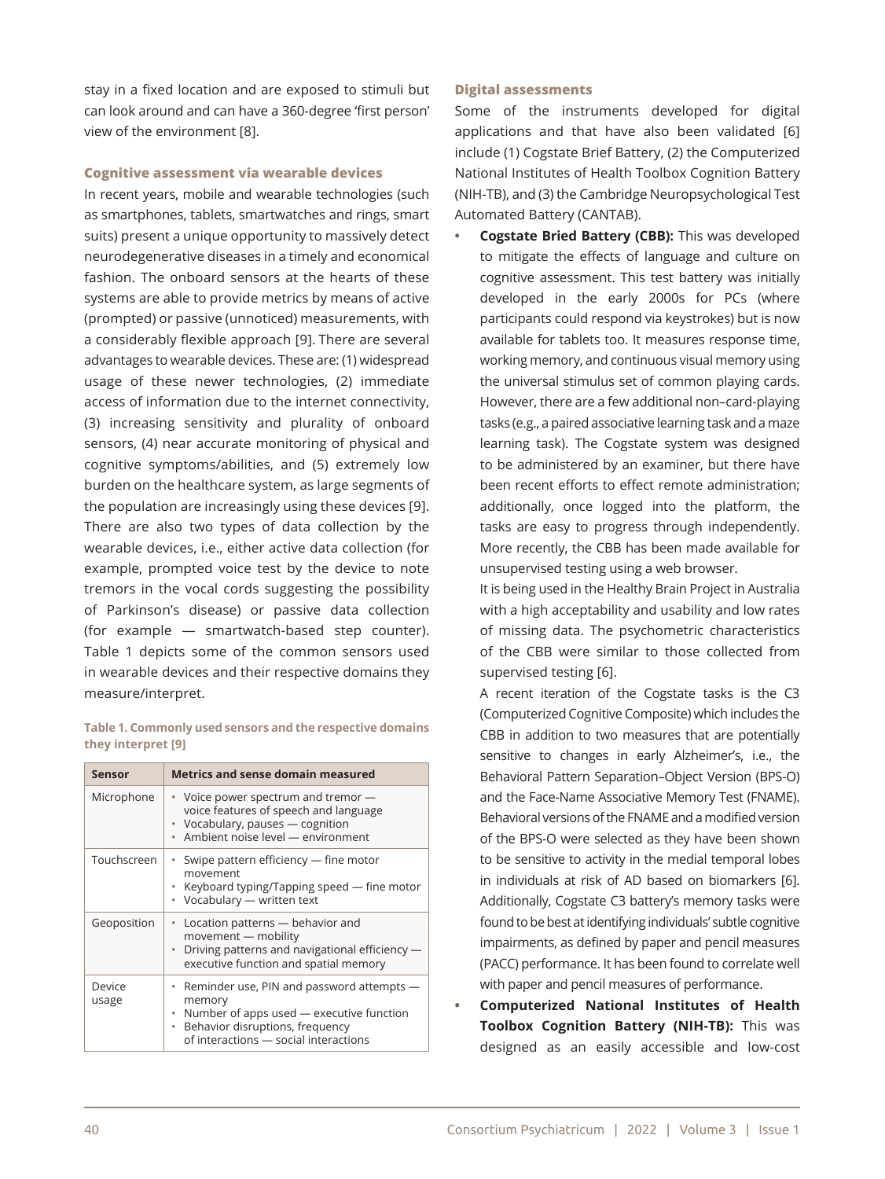stay in a fixed location and are exposed to stimuli but can look around and can have a 360-degree 'first person' view of the environment [8].

### Cognitive assessment via wearable devices

In recent years, mobile and wearable technologies (such as smartphones, tablets, smartwatches and rings, smart suits) present a unique opportunity to massively detect neurodegenerative diseases in a timely and economical fashion. The onboard sensors at the hearts of these systems are able to provide metrics by means of active (prompted) or passive (unnoticed) measurements, with a considerably flexible approach [9]. There are several advantages to wearable devices. These are: (1) widespread usage of these newer technologies, (2) immediate access of information due to the internet connectivity, (3) increasing sensitivity and plurality of onboard sensors, (4) near accurate monitoring of physical and cognitive symptoms/abilities, and (5) extremely low burden on the healthcare system, as large segments of the population are increasingly using these devices [9]. There are also two types of data collection by the wearable devices, i.e., either active data collection (for example, prompted voice test by the device to note tremors in the vocal cords suggesting the possibility of Parkinson's disease) or passive data collection (for example — smartwatch-based step counter). Table 1 depicts some of the common sensors used in wearable devices and their respective domains they measure/interpret.

**Table 1. Commonly used sensors and the respective domains they interpret [9]**

| Sensor | Metrics and sense domain measured |
|---|---|
| Microphone | • Voice power spectrum and tremor — voice features of speech and language<br>• Vocabulary, pauses — cognition<br>• Ambient noise level — environment |
| Touchscreen | • Swipe pattern efficiency — fine motor movement<br>• Keyboard typing/Tapping speed — fine motor<br>• Vocabulary — written text |
| Geoposition | • Location patterns — behavior and movement — mobility<br>• Driving patterns and navigational efficiency — executive function and spatial memory |
| Device usage | • Reminder use, PIN and password attempts — memory<br>• Number of apps used — executive function<br>• Behavior disruptions, frequency of interactions — social interactions |

### Digital assessments

Some of the instruments developed for digital applications and that have also been validated [6] include (1) Cogstate Brief Battery, (2) the Computerized National Institutes of Health Toolbox Cognition Battery (NIH-TB), and (3) the Cambridge Neuropsychological Test Automated Battery (CANTAB).

- **Cogstate Bried Battery (CBB):** This was developed to mitigate the effects of language and culture on cognitive assessment. This test battery was initially developed in the early 2000s for PCs (where participants could respond via keystrokes) but is now available for tablets too. It measures response time, working memory, and continuous visual memory using the universal stimulus set of common playing cards. However, there are a few additional non–card-playing tasks (e.g., a paired associative learning task and a maze learning task). The Cogstate system was designed to be administered by an examiner, but there have been recent efforts to effect remote administration; additionally, once logged into the platform, the tasks are easy to progress through independently. More recently, the CBB has been made available for unsupervised testing using a web browser.

  It is being used in the Healthy Brain Project in Australia with a high acceptability and usability and low rates of missing data. The psychometric characteristics of the CBB were similar to those collected from supervised testing [6].

  A recent iteration of the Cogstate tasks is the C3 (Computerized Cognitive Composite) which includes the CBB in addition to two measures that are potentially sensitive to changes in early Alzheimer's, i.e., the Behavioral Pattern Separation–Object Version (BPS-O) and the Face-Name Associative Memory Test (FNAME). Behavioral versions of the FNAME and a modified version of the BPS-O were selected as they have been shown to be sensitive to activity in the medial temporal lobes in individuals at risk of AD based on biomarkers [6]. Additionally, Cogstate C3 battery's memory tasks were found to be best at identifying individuals' subtle cognitive impairments, as defined by paper and pencil measures (PACC) performance. It has been found to correlate well with paper and pencil measures of performance.

- **Computerized National Institutes of Health Toolbox Cognition Battery (NIH-TB):** This was designed as an easily accessible and low-cost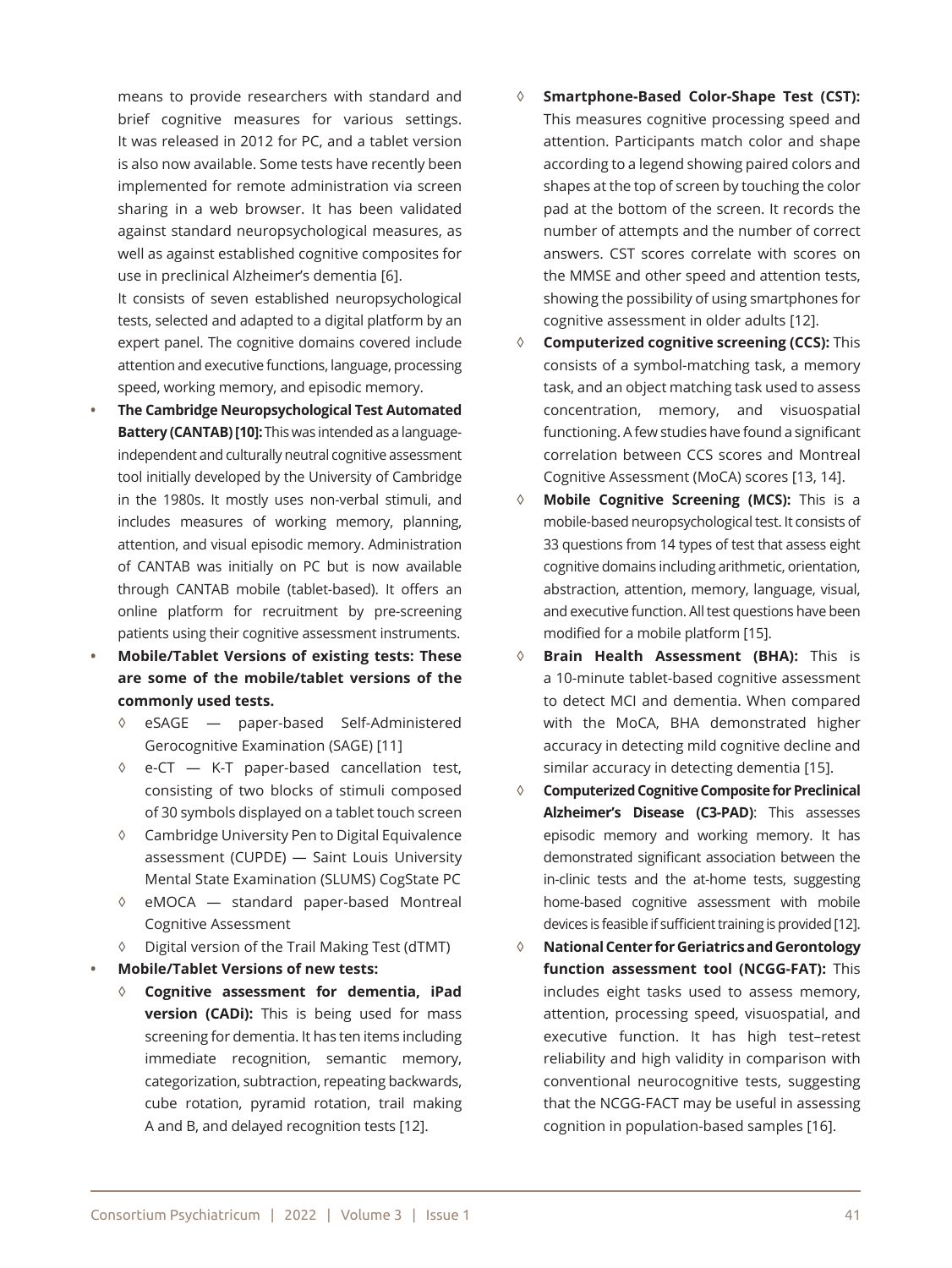means to provide researchers with standard and brief cognitive measures for various settings. It was released in 2012 for PC, and a tablet version is also now available. Some tests have recently been implemented for remote administration via screen sharing in a web browser. It has been validated against standard neuropsychological measures, as well as against established cognitive composites for use in preclinical Alzheimer's dementia [6].

It consists of seven established neuropsychological tests, selected and adapted to a digital platform by an expert panel. The cognitive domains covered include attention and executive functions, language, processing speed, working memory, and episodic memory.

- **The Cambridge Neuropsychological Test Automated Battery (CANTAB) [10]:** This was intended as a language-independent and culturally neutral cognitive assessment tool initially developed by the University of Cambridge in the 1980s. It mostly uses non-verbal stimuli, and includes measures of working memory, planning, attention, and visual episodic memory. Administration of CANTAB was initially on PC but is now available through CANTAB mobile (tablet-based). It offers an online platform for recruitment by pre-screening patients using their cognitive assessment instruments.
- **Mobile/Tablet Versions of existing tests: These are some of the mobile/tablet versions of the commonly used tests.**
  - ◊ eSAGE — paper-based Self-Administered Gerocognitive Examination (SAGE) [11]
  - ◊ e-CT — K-T paper-based cancellation test, consisting of two blocks of stimuli composed of 30 symbols displayed on a tablet touch screen
  - ◊ Cambridge University Pen to Digital Equivalence assessment (CUPDE) — Saint Louis University Mental State Examination (SLUMS) CogState PC
  - ◊ eMOCA — standard paper-based Montreal Cognitive Assessment
  - ◊ Digital version of the Trail Making Test (dTMT)
- **Mobile/Tablet Versions of new tests:**
  - ◊ **Cognitive assessment for dementia, iPad version (CADi):** This is being used for mass screening for dementia. It has ten items including immediate recognition, semantic memory, categorization, subtraction, repeating backwards, cube rotation, pyramid rotation, trail making A and B, and delayed recognition tests [12].
  - ◊ **Smartphone-Based Color-Shape Test (CST):** This measures cognitive processing speed and attention. Participants match color and shape according to a legend showing paired colors and shapes at the top of screen by touching the color pad at the bottom of the screen. It records the number of attempts and the number of correct answers. CST scores correlate with scores on the MMSE and other speed and attention tests, showing the possibility of using smartphones for cognitive assessment in older adults [12].
  - ◊ **Computerized cognitive screening (CCS):** This consists of a symbol-matching task, a memory task, and an object matching task used to assess concentration, memory, and visuospatial functioning. A few studies have found a significant correlation between CCS scores and Montreal Cognitive Assessment (MoCA) scores [13, 14].
  - ◊ **Mobile Cognitive Screening (MCS):** This is a mobile-based neuropsychological test. It consists of 33 questions from 14 types of test that assess eight cognitive domains including arithmetic, orientation, abstraction, attention, memory, language, visual, and executive function. All test questions have been modified for a mobile platform [15].
  - ◊ **Brain Health Assessment (BHA):** This is a 10-minute tablet-based cognitive assessment to detect MCI and dementia. When compared with the MoCA, BHA demonstrated higher accuracy in detecting mild cognitive decline and similar accuracy in detecting dementia [15].
  - ◊ **Computerized Cognitive Composite for Preclinical Alzheimer's Disease (C3-PAD)**: This assesses episodic memory and working memory. It has demonstrated significant association between the in-clinic tests and the at-home tests, suggesting home-based cognitive assessment with mobile devices is feasible if sufficient training is provided [12].
  - ◊ **National Center for Geriatrics and Gerontology function assessment tool (NCGG-FAT):** This includes eight tasks used to assess memory, attention, processing speed, visuospatial, and executive function. It has high test–retest reliability and high validity in comparison with conventional neurocognitive tests, suggesting that the NCGG-FACT may be useful in assessing cognition in population-based samples [16].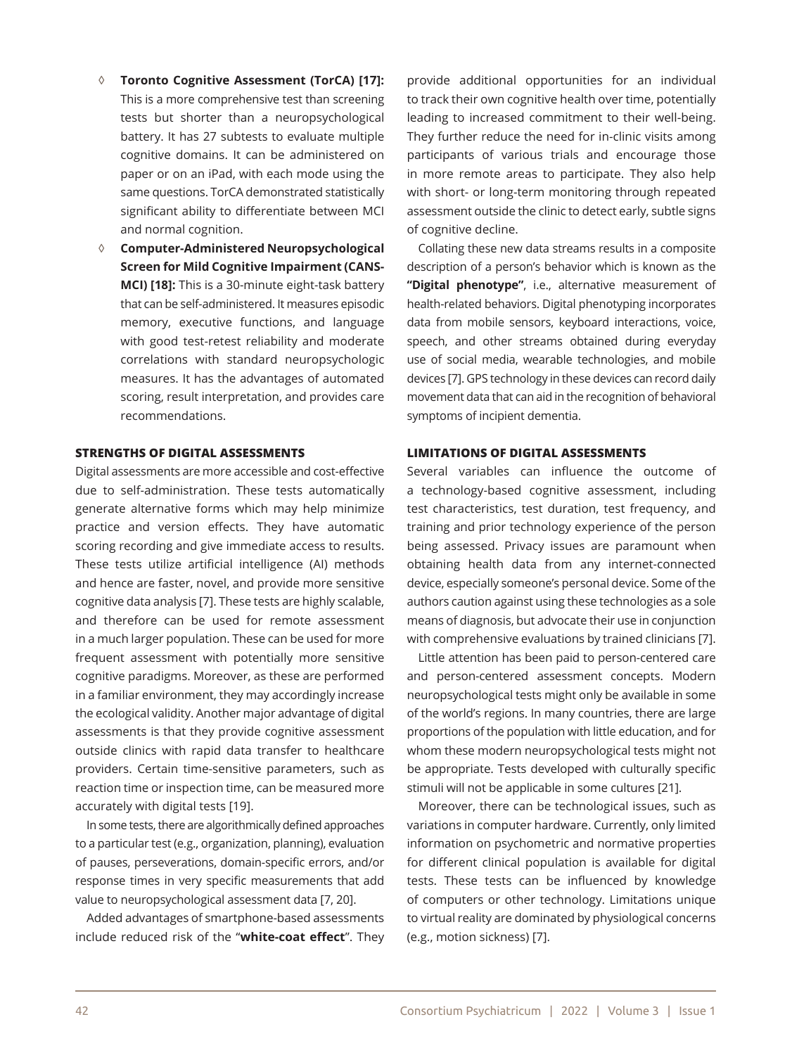- **Toronto Cognitive Assessment (TorCA) [17]:** This is a more comprehensive test than screening tests but shorter than a neuropsychological battery. It has 27 subtests to evaluate multiple cognitive domains. It can be administered on paper or on an iPad, with each mode using the same questions. TorCA demonstrated statistically significant ability to differentiate between MCI and normal cognition.
- **Computer-Administered Neuropsychological Screen for Mild Cognitive Impairment (CANS-MCI) [18]:** This is a 30-minute eight-task battery that can be self-administered. It measures episodic memory, executive functions, and language with good test-retest reliability and moderate correlations with standard neuropsychologic measures. It has the advantages of automated scoring, result interpretation, and provides care recommendations.

### STRENGTHS OF DIGITAL ASSESSMENTS

Digital assessments are more accessible and cost-effective due to self-administration. These tests automatically generate alternative forms which may help minimize practice and version effects. They have automatic scoring recording and give immediate access to results. These tests utilize artificial intelligence (AI) methods and hence are faster, novel, and provide more sensitive cognitive data analysis [7]. These tests are highly scalable, and therefore can be used for remote assessment in a much larger population. These can be used for more frequent assessment with potentially more sensitive cognitive paradigms. Moreover, as these are performed in a familiar environment, they may accordingly increase the ecological validity. Another major advantage of digital assessments is that they provide cognitive assessment outside clinics with rapid data transfer to healthcare providers. Certain time-sensitive parameters, such as reaction time or inspection time, can be measured more accurately with digital tests [19].

In some tests, there are algorithmically defined approaches to a particular test (e.g., organization, planning), evaluation of pauses, perseverations, domain-specific errors, and/or response times in very specific measurements that add value to neuropsychological assessment data [7, 20].

Added advantages of smartphone-based assessments include reduced risk of the "**white-coat effect**". They provide additional opportunities for an individual to track their own cognitive health over time, potentially leading to increased commitment to their well-being. They further reduce the need for in-clinic visits among participants of various trials and encourage those in more remote areas to participate. They also help with short- or long-term monitoring through repeated assessment outside the clinic to detect early, subtle signs of cognitive decline.

Collating these new data streams results in a composite description of a person's behavior which is known as the **"Digital phenotype"**, i.e., alternative measurement of health-related behaviors. Digital phenotyping incorporates data from mobile sensors, keyboard interactions, voice, speech, and other streams obtained during everyday use of social media, wearable technologies, and mobile devices [7]. GPS technology in these devices can record daily movement data that can aid in the recognition of behavioral symptoms of incipient dementia.

### LIMITATIONS OF DIGITAL ASSESSMENTS

Several variables can influence the outcome of a technology-based cognitive assessment, including test characteristics, test duration, test frequency, and training and prior technology experience of the person being assessed. Privacy issues are paramount when obtaining health data from any internet-connected device, especially someone's personal device. Some of the authors caution against using these technologies as a sole means of diagnosis, but advocate their use in conjunction with comprehensive evaluations by trained clinicians [7].

Little attention has been paid to person-centered care and person-centered assessment concepts. Modern neuropsychological tests might only be available in some of the world's regions. In many countries, there are large proportions of the population with little education, and for whom these modern neuropsychological tests might not be appropriate. Tests developed with culturally specific stimuli will not be applicable in some cultures [21].

Moreover, there can be technological issues, such as variations in computer hardware. Currently, only limited information on psychometric and normative properties for different clinical population is available for digital tests. These tests can be influenced by knowledge of computers or other technology. Limitations unique to virtual reality are dominated by physiological concerns (e.g., motion sickness) [7].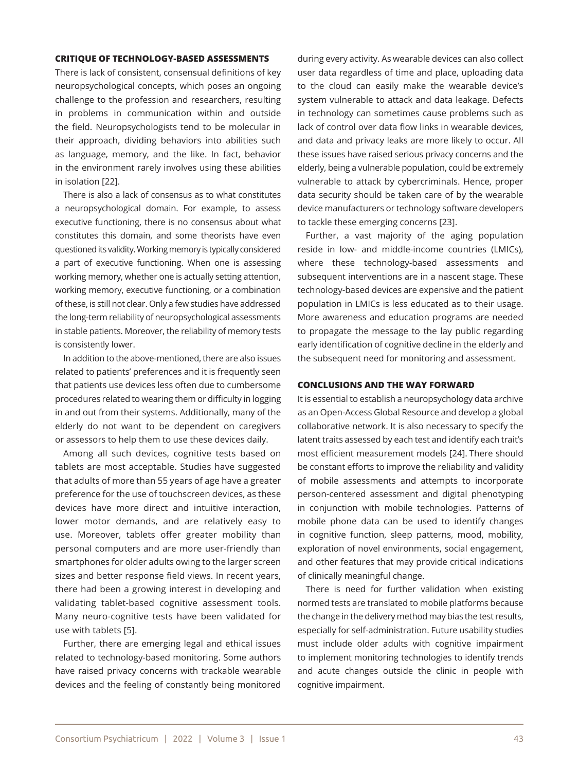## CRITIQUE OF TECHNOLOGY-BASED ASSESSMENTS

There is lack of consistent, consensual definitions of key neuropsychological concepts, which poses an ongoing challenge to the profession and researchers, resulting in problems in communication within and outside the field. Neuropsychologists tend to be molecular in their approach, dividing behaviors into abilities such as language, memory, and the like. In fact, behavior in the environment rarely involves using these abilities in isolation [22].

There is also a lack of consensus as to what constitutes a neuropsychological domain. For example, to assess executive functioning, there is no consensus about what constitutes this domain, and some theorists have even questioned its validity. Working memory is typically considered a part of executive functioning. When one is assessing working memory, whether one is actually setting attention, working memory, executive functioning, or a combination of these, is still not clear. Only a few studies have addressed the long-term reliability of neuropsychological assessments in stable patients. Moreover, the reliability of memory tests is consistently lower.

In addition to the above-mentioned, there are also issues related to patients' preferences and it is frequently seen that patients use devices less often due to cumbersome procedures related to wearing them or difficulty in logging in and out from their systems. Additionally, many of the elderly do not want to be dependent on caregivers or assessors to help them to use these devices daily.

Among all such devices, cognitive tests based on tablets are most acceptable. Studies have suggested that adults of more than 55 years of age have a greater preference for the use of touchscreen devices, as these devices have more direct and intuitive interaction, lower motor demands, and are relatively easy to use. Moreover, tablets offer greater mobility than personal computers and are more user-friendly than smartphones for older adults owing to the larger screen sizes and better response field views. In recent years, there had been a growing interest in developing and validating tablet-based cognitive assessment tools. Many neuro-cognitive tests have been validated for use with tablets [5].

Further, there are emerging legal and ethical issues related to technology-based monitoring. Some authors have raised privacy concerns with trackable wearable devices and the feeling of constantly being monitored during every activity. As wearable devices can also collect user data regardless of time and place, uploading data to the cloud can easily make the wearable device's system vulnerable to attack and data leakage. Defects in technology can sometimes cause problems such as lack of control over data flow links in wearable devices, and data and privacy leaks are more likely to occur. All these issues have raised serious privacy concerns and the elderly, being a vulnerable population, could be extremely vulnerable to attack by cybercriminals. Hence, proper data security should be taken care of by the wearable device manufacturers or technology software developers to tackle these emerging concerns [23].

Further, a vast majority of the aging population reside in low- and middle-income countries (LMICs), where these technology-based assessments and subsequent interventions are in a nascent stage. These technology-based devices are expensive and the patient population in LMICs is less educated as to their usage. More awareness and education programs are needed to propagate the message to the lay public regarding early identification of cognitive decline in the elderly and the subsequent need for monitoring and assessment.

## CONCLUSIONS AND THE WAY FORWARD

It is essential to establish a neuropsychology data archive as an Open-Access Global Resource and develop a global collaborative network. It is also necessary to specify the latent traits assessed by each test and identify each trait's most efficient measurement models [24]. There should be constant efforts to improve the reliability and validity of mobile assessments and attempts to incorporate person-centered assessment and digital phenotyping in conjunction with mobile technologies. Patterns of mobile phone data can be used to identify changes in cognitive function, sleep patterns, mood, mobility, exploration of novel environments, social engagement, and other features that may provide critical indications of clinically meaningful change.

There is need for further validation when existing normed tests are translated to mobile platforms because the change in the delivery method may bias the test results, especially for self-administration. Future usability studies must include older adults with cognitive impairment to implement monitoring technologies to identify trends and acute changes outside the clinic in people with cognitive impairment.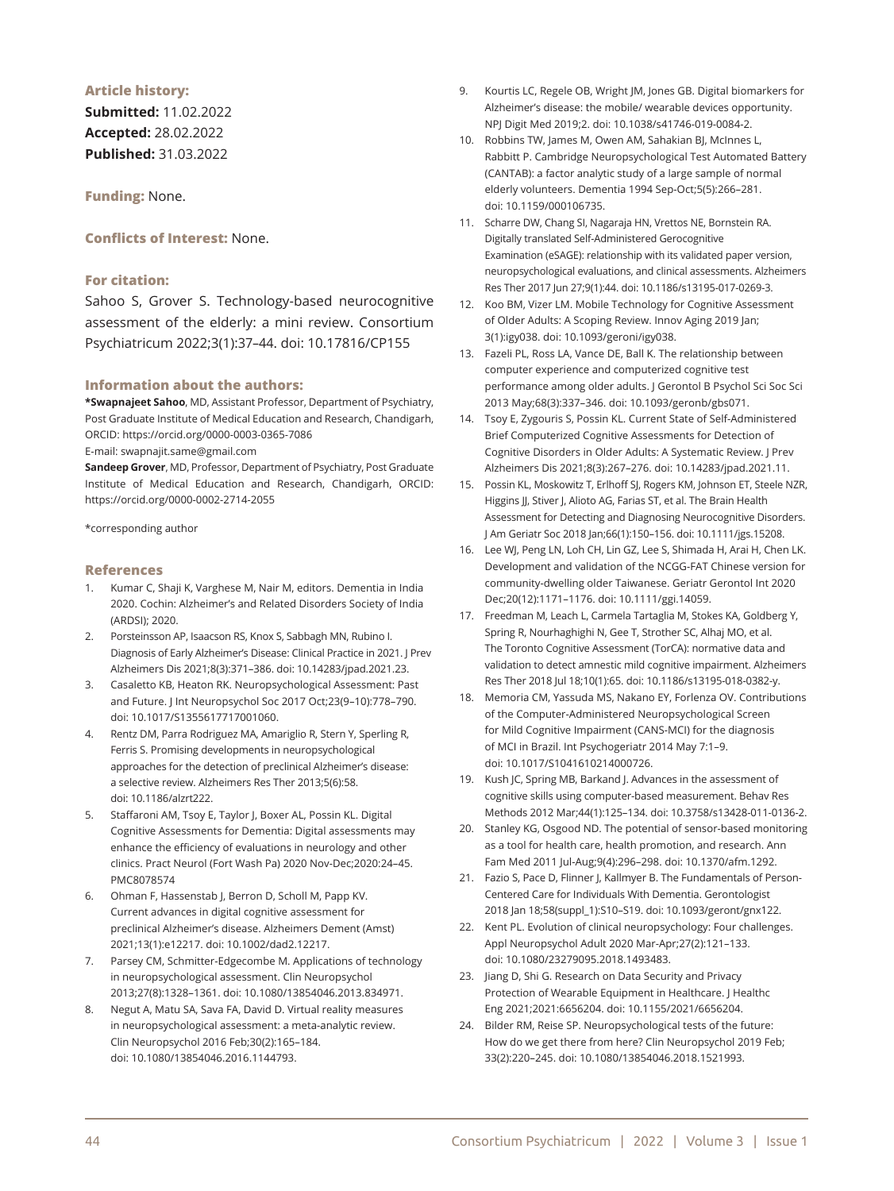**Article history:**
**Submitted:** 11.02.2022
**Accepted:** 28.02.2022
**Published:** 31.03.2022

**Funding:** None.

**Conflicts of Interest:** None.

**For citation:**

Sahoo S, Grover S. Technology-based neurocognitive assessment of the elderly: a mini review. Consortium Psychiatricum 2022;3(1):37–44. doi: 10.17816/CP155

**Information about the authors:**

***Swapnajeet Sahoo**, MD, Assistant Professor, Department of Psychiatry, Post Graduate Institute of Medical Education and Research, Chandigarh, ORCID: https://orcid.org/0000-0003-0365-7086
E-mail: swapnajit.same@gmail.com

**Sandeep Grover**, MD, Professor, Department of Psychiatry, Post Graduate Institute of Medical Education and Research, Chandigarh, ORCID: https://orcid.org/0000-0002-2714-2055

*corresponding author

## References

1. Kumar C, Shaji K, Varghese M, Nair M, editors. Dementia in India 2020. Cochin: Alzheimer's and Related Disorders Society of India (ARDSI); 2020.
2. Porsteinsson AP, Isaacson RS, Knox S, Sabbagh MN, Rubino I. Diagnosis of Early Alzheimer's Disease: Clinical Practice in 2021. J Prev Alzheimers Dis 2021;8(3):371–386. doi: 10.14283/jpad.2021.23.
3. Casaletto KB, Heaton RK. Neuropsychological Assessment: Past and Future. J Int Neuropsychol Soc 2017 Oct;23(9–10):778–790. doi: 10.1017/S1355617717001060.
4. Rentz DM, Parra Rodriguez MA, Amariglio R, Stern Y, Sperling R, Ferris S. Promising developments in neuropsychological approaches for the detection of preclinical Alzheimer's disease: a selective review. Alzheimers Res Ther 2013;5(6):58. doi: 10.1186/alzrt222.
5. Staffaroni AM, Tsoy E, Taylor J, Boxer AL, Possin KL. Digital Cognitive Assessments for Dementia: Digital assessments may enhance the efficiency of evaluations in neurology and other clinics. Pract Neurol (Fort Wash Pa) 2020 Nov-Dec;2020:24–45. PMC8078574
6. Ohman F, Hassenstab J, Berron D, Scholl M, Papp KV. Current advances in digital cognitive assessment for preclinical Alzheimer's disease. Alzheimers Dement (Amst) 2021;13(1):e12217. doi: 10.1002/dad2.12217.
7. Parsey CM, Schmitter-Edgecombe M. Applications of technology in neuropsychological assessment. Clin Neuropsychol 2013;27(8):1328–1361. doi: 10.1080/13854046.2013.834971.
8. Negut A, Matu SA, Sava FA, David D. Virtual reality measures in neuropsychological assessment: a meta-analytic review. Clin Neuropsychol 2016 Feb;30(2):165–184. doi: 10.1080/13854046.2016.1144793.
9. Kourtis LC, Regele OB, Wright JM, Jones GB. Digital biomarkers for Alzheimer's disease: the mobile/ wearable devices opportunity. NPJ Digit Med 2019;2. doi: 10.1038/s41746-019-0084-2.
10. Robbins TW, James M, Owen AM, Sahakian BJ, McInnes L, Rabbitt P. Cambridge Neuropsychological Test Automated Battery (CANTAB): a factor analytic study of a large sample of normal elderly volunteers. Dementia 1994 Sep-Oct;5(5):266–281. doi: 10.1159/000106735.
11. Scharre DW, Chang SI, Nagaraja HN, Vrettos NE, Bornstein RA. Digitally translated Self-Administered Gerocognitive Examination (eSAGE): relationship with its validated paper version, neuropsychological evaluations, and clinical assessments. Alzheimers Res Ther 2017 Jun 27;9(1):44. doi: 10.1186/s13195-017-0269-3.
12. Koo BM, Vizer LM. Mobile Technology for Cognitive Assessment of Older Adults: A Scoping Review. Innov Aging 2019 Jan; 3(1):igy038. doi: 10.1093/geroni/igy038.
13. Fazeli PL, Ross LA, Vance DE, Ball K. The relationship between computer experience and computerized cognitive test performance among older adults. J Gerontol B Psychol Sci Soc Sci 2013 May;68(3):337–346. doi: 10.1093/geronb/gbs071.
14. Tsoy E, Zygouris S, Possin KL. Current State of Self-Administered Brief Computerized Cognitive Assessments for Detection of Cognitive Disorders in Older Adults: A Systematic Review. J Prev Alzheimers Dis 2021;8(3):267–276. doi: 10.14283/jpad.2021.11.
15. Possin KL, Moskowitz T, Erlhoff SJ, Rogers KM, Johnson ET, Steele NZR, Higgins JJ, Stiver J, Alioto AG, Farias ST, et al. The Brain Health Assessment for Detecting and Diagnosing Neurocognitive Disorders. J Am Geriatr Soc 2018 Jan;66(1):150–156. doi: 10.1111/jgs.15208.
16. Lee WJ, Peng LN, Loh CH, Lin GZ, Lee S, Shimada H, Arai H, Chen LK. Development and validation of the NCGG-FAT Chinese version for community-dwelling older Taiwanese. Geriatr Gerontol Int 2020 Dec;20(12):1171–1176. doi: 10.1111/ggi.14059.
17. Freedman M, Leach L, Carmela Tartaglia M, Stokes KA, Goldberg Y, Spring R, Nourhaghighi N, Gee T, Strother SC, Alhaj MO, et al. The Toronto Cognitive Assessment (TorCA): normative data and validation to detect amnestic mild cognitive impairment. Alzheimers Res Ther 2018 Jul 18;10(1):65. doi: 10.1186/s13195-018-0382-y.
18. Memoria CM, Yassuda MS, Nakano EY, Forlenza OV. Contributions of the Computer-Administered Neuropsychological Screen for Mild Cognitive Impairment (CANS-MCI) for the diagnosis of MCI in Brazil. Int Psychogeriatr 2014 May 7:1–9. doi: 10.1017/S1041610214000726.
19. Kush JC, Spring MB, Barkand J. Advances in the assessment of cognitive skills using computer-based measurement. Behav Res Methods 2012 Mar;44(1):125–134. doi: 10.3758/s13428-011-0136-2.
20. Stanley KG, Osgood ND. The potential of sensor-based monitoring as a tool for health care, health promotion, and research. Ann Fam Med 2011 Jul-Aug;9(4):296–298. doi: 10.1370/afm.1292.
21. Fazio S, Pace D, Flinner J, Kallmyer B. The Fundamentals of Person-Centered Care for Individuals With Dementia. Gerontologist 2018 Jan 18;58(suppl_1):S10–S19. doi: 10.1093/geront/gnx122.
22. Kent PL. Evolution of clinical neuropsychology: Four challenges. Appl Neuropsychol Adult 2020 Mar-Apr;27(2):121–133. doi: 10.1080/23279095.2018.1493483.
23. Jiang D, Shi G. Research on Data Security and Privacy Protection of Wearable Equipment in Healthcare. J Healthc Eng 2021;2021:6656204. doi: 10.1155/2021/6656204.
24. Bilder RM, Reise SP. Neuropsychological tests of the future: How do we get there from here? Clin Neuropsychol 2019 Feb; 33(2):220–245. doi: 10.1080/13854046.2018.1521993.